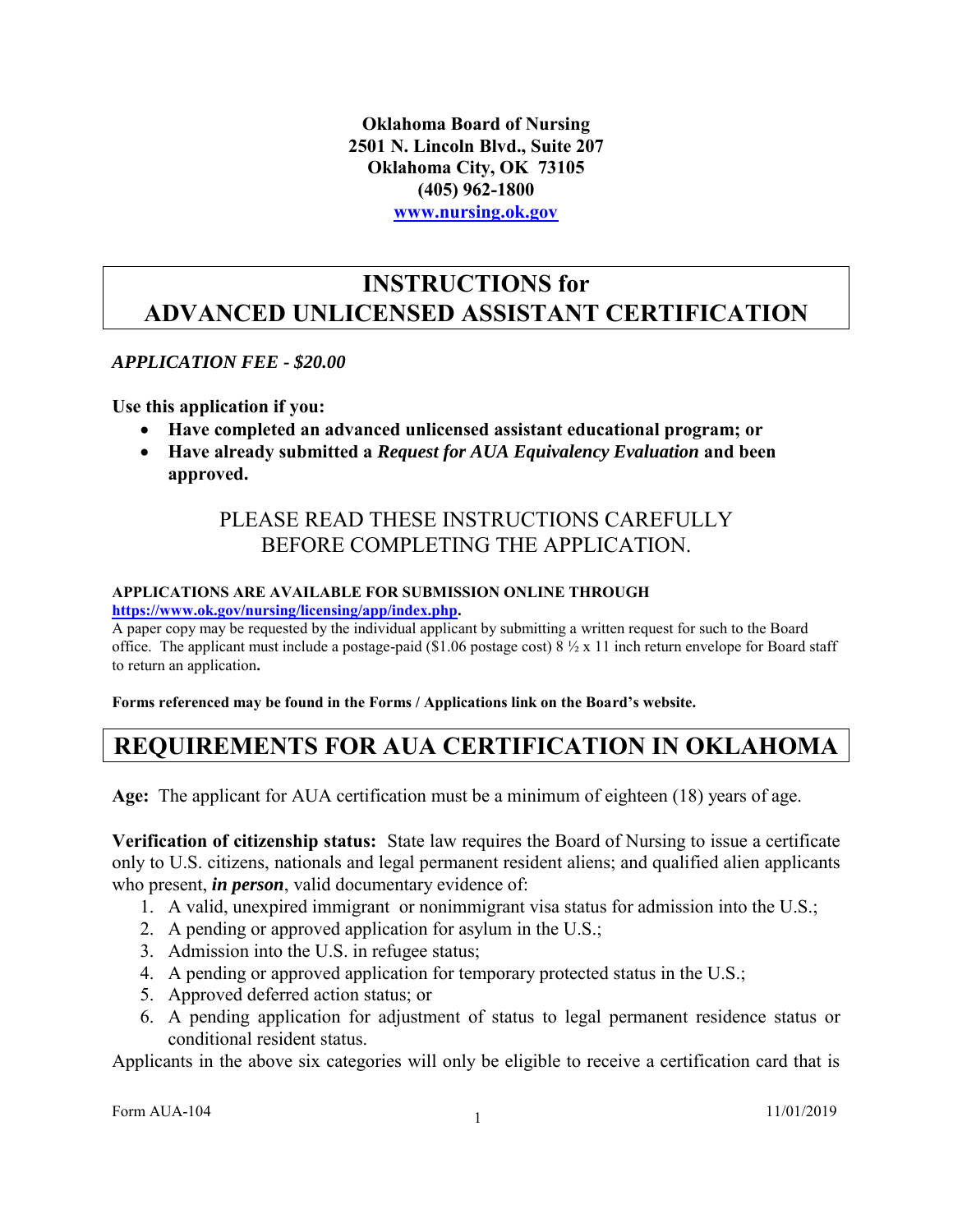**Oklahoma Board of Nursing**
**2501 N. Lincoln Blvd., Suite 207**
**Oklahoma City, OK 73105**
**(405) 962-1800**
**[www.nursing.ok.gov](http://www.nursing.ok.gov)**

# INSTRUCTIONS for ADVANCED UNLICENSED ASSISTANT CERTIFICATION

***APPLICATION FEE - $20.00***

**Use this application if you:**

- **Have completed an advanced unlicensed assistant educational program; or**
- **Have already submitted a *Request for AUA Equivalency Evaluation* and been approved.**

PLEASE READ THESE INSTRUCTIONS CAREFULLY BEFORE COMPLETING THE APPLICATION.

**APPLICATIONS ARE AVAILABLE FOR SUBMISSION ONLINE THROUGH [https://www.ok.gov/nursing/licensing/app/index.php](https://www.ok.gov/nursing/licensing/app/index.php).**

A paper copy may be requested by the individual applicant by submitting a written request for such to the Board office. The applicant must include a postage-paid ($1.06 postage cost) 8 ½ x 11 inch return envelope for Board staff to return an application**.**

**Forms referenced may be found in the Forms / Applications link on the Board's website.**

# REQUIREMENTS FOR AUA CERTIFICATION IN OKLAHOMA

**Age:** The applicant for AUA certification must be a minimum of eighteen (18) years of age.

**Verification of citizenship status:** State law requires the Board of Nursing to issue a certificate only to U.S. citizens, nationals and legal permanent resident aliens; and qualified alien applicants who present, ***in person***, valid documentary evidence of:

1. A valid, unexpired immigrant or nonimmigrant visa status for admission into the U.S.;
2. A pending or approved application for asylum in the U.S.;
3. Admission into the U.S. in refugee status;
4. A pending or approved application for temporary protected status in the U.S.;
5. Approved deferred action status; or
6. A pending application for adjustment of status to legal permanent residence status or conditional resident status.

Applicants in the above six categories will only be eligible to receive a certification card that is

Form AUA-104 11/01/2019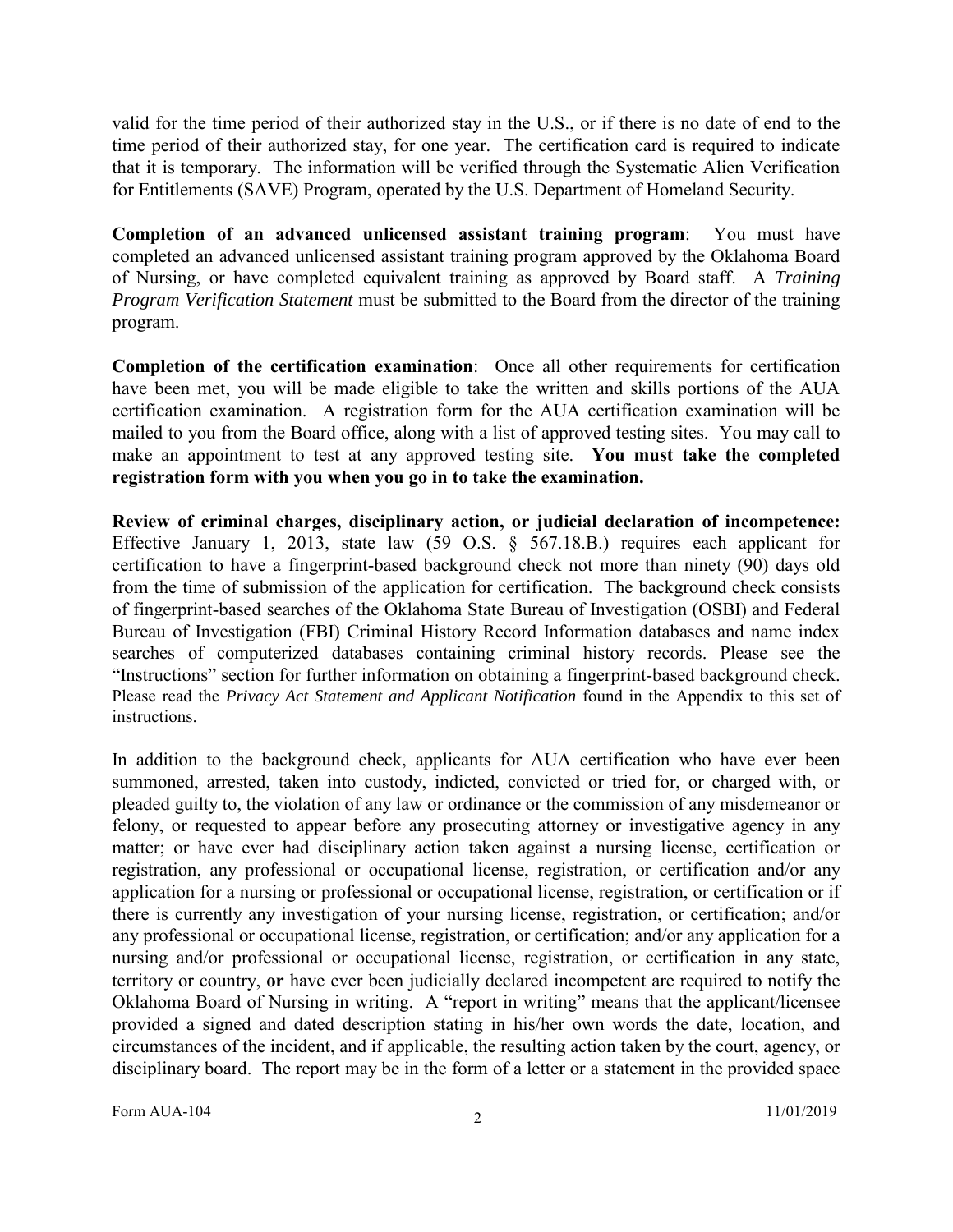valid for the time period of their authorized stay in the U.S., or if there is no date of end to the time period of their authorized stay, for one year. The certification card is required to indicate that it is temporary. The information will be verified through the Systematic Alien Verification for Entitlements (SAVE) Program, operated by the U.S. Department of Homeland Security.

**Completion of an advanced unlicensed assistant training program**: You must have completed an advanced unlicensed assistant training program approved by the Oklahoma Board of Nursing, or have completed equivalent training as approved by Board staff. A *Training Program Verification Statement* must be submitted to the Board from the director of the training program.

**Completion of the certification examination**: Once all other requirements for certification have been met, you will be made eligible to take the written and skills portions of the AUA certification examination. A registration form for the AUA certification examination will be mailed to you from the Board office, along with a list of approved testing sites. You may call to make an appointment to test at any approved testing site. **You must take the completed registration form with you when you go in to take the examination.**

**Review of criminal charges, disciplinary action, or judicial declaration of incompetence:** Effective January 1, 2013, state law (59 O.S. § 567.18.B.) requires each applicant for certification to have a fingerprint-based background check not more than ninety (90) days old from the time of submission of the application for certification. The background check consists of fingerprint-based searches of the Oklahoma State Bureau of Investigation (OSBI) and Federal Bureau of Investigation (FBI) Criminal History Record Information databases and name index searches of computerized databases containing criminal history records. Please see the "Instructions" section for further information on obtaining a fingerprint-based background check. Please read the *Privacy Act Statement and Applicant Notification* found in the Appendix to this set of instructions.

In addition to the background check, applicants for AUA certification who have ever been summoned, arrested, taken into custody, indicted, convicted or tried for, or charged with, or pleaded guilty to, the violation of any law or ordinance or the commission of any misdemeanor or felony, or requested to appear before any prosecuting attorney or investigative agency in any matter; or have ever had disciplinary action taken against a nursing license, certification or registration, any professional or occupational license, registration, or certification and/or any application for a nursing or professional or occupational license, registration, or certification or if there is currently any investigation of your nursing license, registration, or certification; and/or any professional or occupational license, registration, or certification; and/or any application for a nursing and/or professional or occupational license, registration, or certification in any state, territory or country, **or** have ever been judicially declared incompetent are required to notify the Oklahoma Board of Nursing in writing. A "report in writing" means that the applicant/licensee provided a signed and dated description stating in his/her own words the date, location, and circumstances of the incident, and if applicable, the resulting action taken by the court, agency, or disciplinary board. The report may be in the form of a letter or a statement in the provided space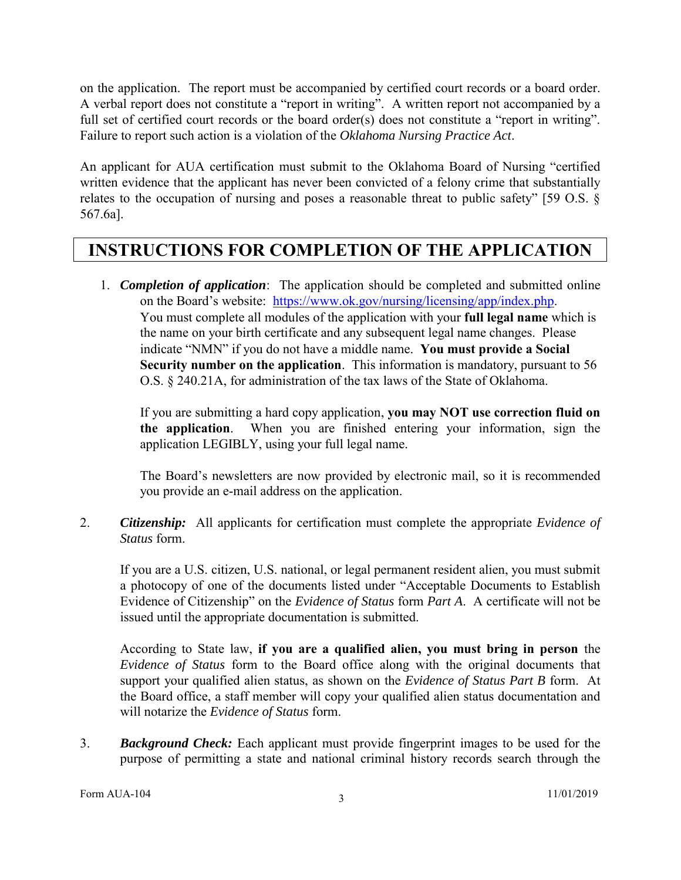on the application. The report must be accompanied by certified court records or a board order. A verbal report does not constitute a "report in writing". A written report not accompanied by a full set of certified court records or the board order(s) does not constitute a "report in writing". Failure to report such action is a violation of the *Oklahoma Nursing Practice Act*.

An applicant for AUA certification must submit to the Oklahoma Board of Nursing "certified written evidence that the applicant has never been convicted of a felony crime that substantially relates to the occupation of nursing and poses a reasonable threat to public safety" [59 O.S. § 567.6a].

## INSTRUCTIONS FOR COMPLETION OF THE APPLICATION

1. ***Completion of application***: The application should be completed and submitted online on the Board's website: [https://www.ok.gov/nursing/licensing/app/index.php](https://www.ok.gov/nursing/licensing/app/index.php). You must complete all modules of the application with your **full legal name** which is the name on your birth certificate and any subsequent legal name changes. Please indicate "NMN" if you do not have a middle name. **You must provide a Social Security number on the application**. This information is mandatory, pursuant to 56 O.S. § 240.21A, for administration of the tax laws of the State of Oklahoma.

   If you are submitting a hard copy application, **you may NOT use correction fluid on the application**. When you are finished entering your information, sign the application LEGIBLY, using your full legal name.

   The Board's newsletters are now provided by electronic mail, so it is recommended you provide an e-mail address on the application.

2. ***Citizenship:*** All applicants for certification must complete the appropriate *Evidence of Status* form.

   If you are a U.S. citizen, U.S. national, or legal permanent resident alien, you must submit a photocopy of one of the documents listed under "Acceptable Documents to Establish Evidence of Citizenship" on the *Evidence of Status* form *Part A*. A certificate will not be issued until the appropriate documentation is submitted.

   According to State law, **if you are a qualified alien, you must bring in person** the *Evidence of Status* form to the Board office along with the original documents that support your qualified alien status, as shown on the *Evidence of Status Part B* form. At the Board office, a staff member will copy your qualified alien status documentation and will notarize the *Evidence of Status* form.

3. ***Background Check:*** Each applicant must provide fingerprint images to be used for the purpose of permitting a state and national criminal history records search through the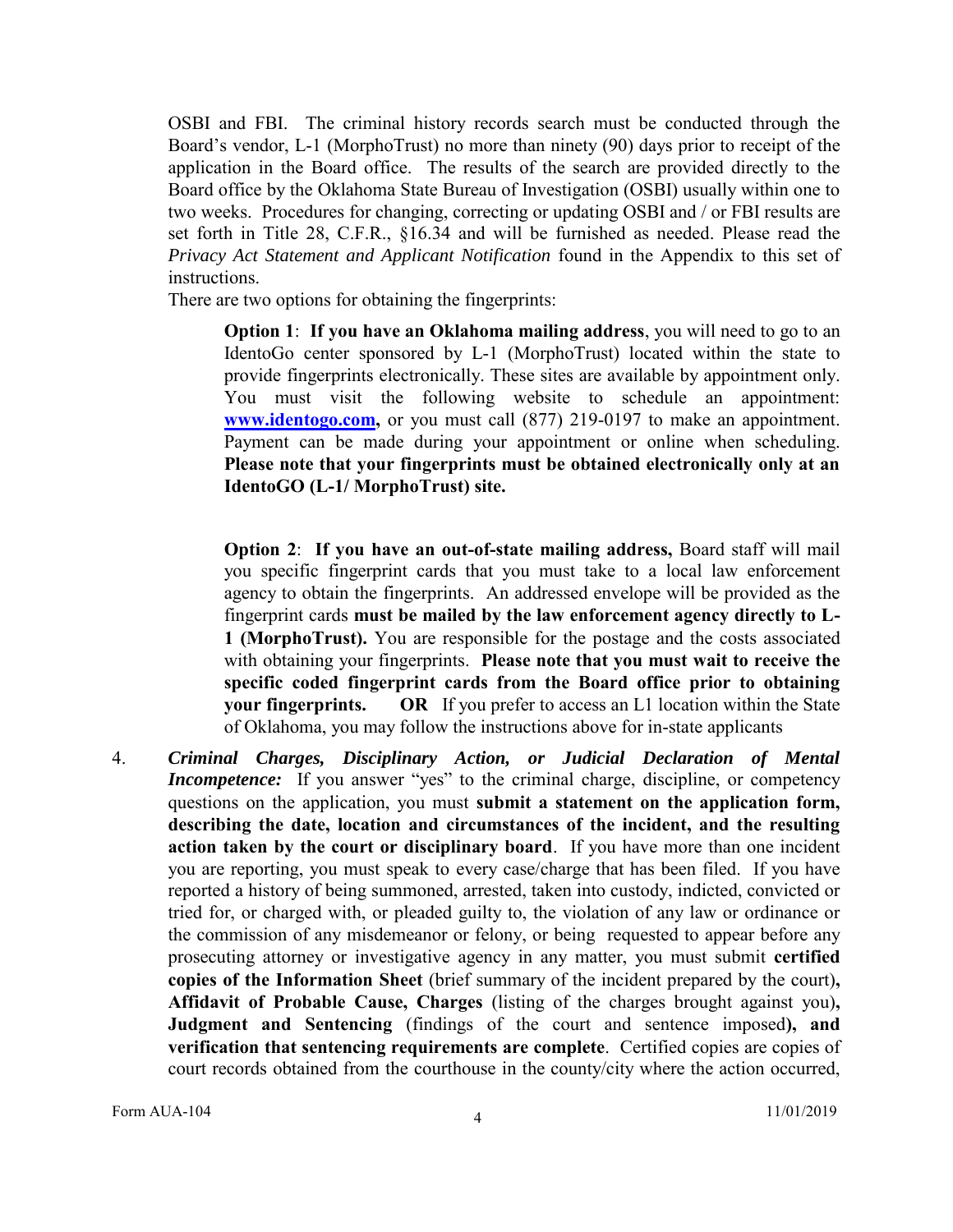OSBI and FBI. The criminal history records search must be conducted through the Board's vendor, L-1 (MorphoTrust) no more than ninety (90) days prior to receipt of the application in the Board office. The results of the search are provided directly to the Board office by the Oklahoma State Bureau of Investigation (OSBI) usually within one to two weeks. Procedures for changing, correcting or updating OSBI and / or FBI results are set forth in Title 28, C.F.R., §16.34 and will be furnished as needed. Please read the *Privacy Act Statement and Applicant Notification* found in the Appendix to this set of instructions.

There are two options for obtaining the fingerprints:

> **Option 1**: **If you have an Oklahoma mailing address**, you will need to go to an IdentoGo center sponsored by L-1 (MorphoTrust) located within the state to provide fingerprints electronically. These sites are available by appointment only. You must visit the following website to schedule an appointment: **[www.identogo.com](http://www.identogo.com),** or you must call (877) 219-0197 to make an appointment. Payment can be made during your appointment or online when scheduling. **Please note that your fingerprints must be obtained electronically only at an IdentoGO (L-1/ MorphoTrust) site.**
>
> **Option 2**: **If you have an out-of-state mailing address,** Board staff will mail you specific fingerprint cards that you must take to a local law enforcement agency to obtain the fingerprints. An addressed envelope will be provided as the fingerprint cards **must be mailed by the law enforcement agency directly to L-1 (MorphoTrust).** You are responsible for the postage and the costs associated with obtaining your fingerprints. **Please note that you must wait to receive the specific coded fingerprint cards from the Board office prior to obtaining your fingerprints.** **OR** If you prefer to access an L1 location within the State of Oklahoma, you may follow the instructions above for in-state applicants

4. ***Criminal Charges, Disciplinary Action, or Judicial Declaration of Mental Incompetence:*** If you answer "yes" to the criminal charge, discipline, or competency questions on the application, you must **submit a statement on the application form, describing the date, location and circumstances of the incident, and the resulting action taken by the court or disciplinary board**. If you have more than one incident you are reporting, you must speak to every case/charge that has been filed. If you have reported a history of being summoned, arrested, taken into custody, indicted, convicted or tried for, or charged with, or pleaded guilty to, the violation of any law or ordinance or the commission of any misdemeanor or felony, or being requested to appear before any prosecuting attorney or investigative agency in any matter, you must submit **certified copies of the Information Sheet** (brief summary of the incident prepared by the court)**, Affidavit of Probable Cause, Charges** (listing of the charges brought against you)**, Judgment and Sentencing** (findings of the court and sentence imposed)**, and verification that sentencing requirements are complete**. Certified copies are copies of court records obtained from the courthouse in the county/city where the action occurred,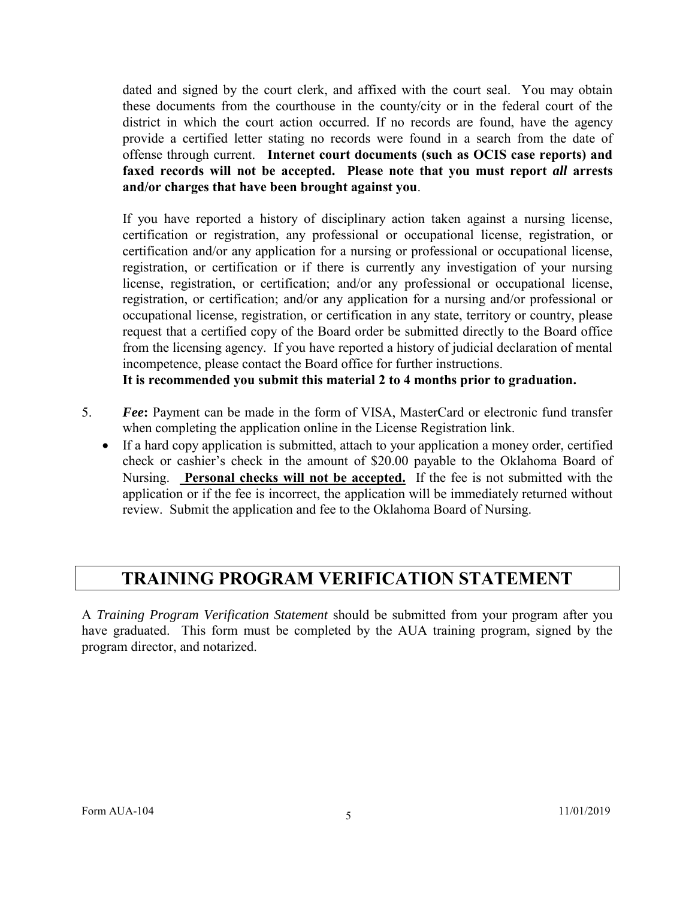dated and signed by the court clerk, and affixed with the court seal. You may obtain these documents from the courthouse in the county/city or in the federal court of the district in which the court action occurred. If no records are found, have the agency provide a certified letter stating no records were found in a search from the date of offense through current. **Internet court documents (such as OCIS case reports) and faxed records will not be accepted. Please note that you must report *all* arrests and/or charges that have been brought against you**.

If you have reported a history of disciplinary action taken against a nursing license, certification or registration, any professional or occupational license, registration, or certification and/or any application for a nursing or professional or occupational license, registration, or certification or if there is currently any investigation of your nursing license, registration, or certification; and/or any professional or occupational license, registration, or certification; and/or any application for a nursing and/or professional or occupational license, registration, or certification in any state, territory or country, please request that a certified copy of the Board order be submitted directly to the Board office from the licensing agency. If you have reported a history of judicial declaration of mental incompetence, please contact the Board office for further instructions.

**It is recommended you submit this material 2 to 4 months prior to graduation.**

5. ***Fee*:** Payment can be made in the form of VISA, MasterCard or electronic fund transfer when completing the application online in the License Registration link.
   - If a hard copy application is submitted, attach to your application a money order, certified check or cashier's check in the amount of $20.00 payable to the Oklahoma Board of Nursing. **<u>Personal checks will not be accepted.</u>** If the fee is not submitted with the application or if the fee is incorrect, the application will be immediately returned without review. Submit the application and fee to the Oklahoma Board of Nursing.

# TRAINING PROGRAM VERIFICATION STATEMENT

A *Training Program Verification Statement* should be submitted from your program after you have graduated. This form must be completed by the AUA training program, signed by the program director, and notarized.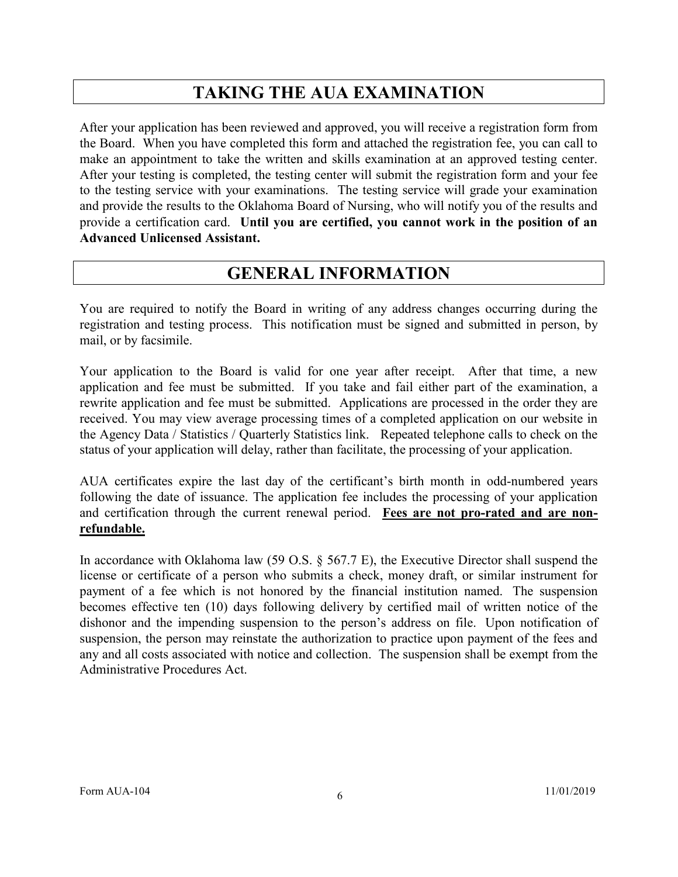## TAKING THE AUA EXAMINATION

After your application has been reviewed and approved, you will receive a registration form from the Board. When you have completed this form and attached the registration fee, you can call to make an appointment to take the written and skills examination at an approved testing center. After your testing is completed, the testing center will submit the registration form and your fee to the testing service with your examinations. The testing service will grade your examination and provide the results to the Oklahoma Board of Nursing, who will notify you of the results and provide a certification card. **Until you are certified, you cannot work in the position of an Advanced Unlicensed Assistant.**

## GENERAL INFORMATION

You are required to notify the Board in writing of any address changes occurring during the registration and testing process. This notification must be signed and submitted in person, by mail, or by facsimile.

Your application to the Board is valid for one year after receipt. After that time, a new application and fee must be submitted. If you take and fail either part of the examination, a rewrite application and fee must be submitted. Applications are processed in the order they are received. You may view average processing times of a completed application on our website in the Agency Data / Statistics / Quarterly Statistics link. Repeated telephone calls to check on the status of your application will delay, rather than facilitate, the processing of your application.

AUA certificates expire the last day of the certificant's birth month in odd-numbered years following the date of issuance. The application fee includes the processing of your application and certification through the current renewal period. **Fees are not pro-rated and are non-refundable.**

In accordance with Oklahoma law (59 O.S. § 567.7 E), the Executive Director shall suspend the license or certificate of a person who submits a check, money draft, or similar instrument for payment of a fee which is not honored by the financial institution named. The suspension becomes effective ten (10) days following delivery by certified mail of written notice of the dishonor and the impending suspension to the person's address on file. Upon notification of suspension, the person may reinstate the authorization to practice upon payment of the fees and any and all costs associated with notice and collection. The suspension shall be exempt from the Administrative Procedures Act.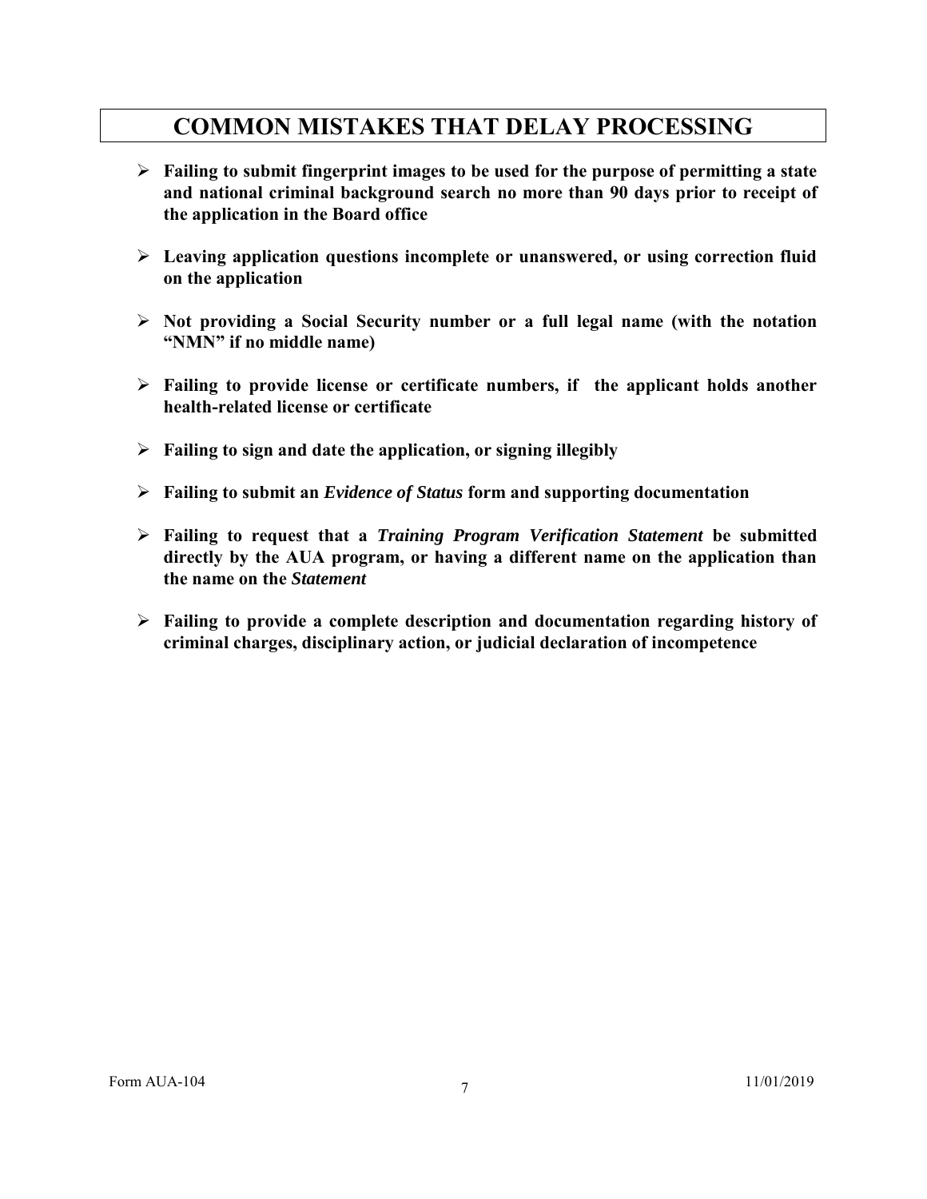# COMMON MISTAKES THAT DELAY PROCESSING

- **Failing to submit fingerprint images to be used for the purpose of permitting a state and national criminal background search no more than 90 days prior to receipt of the application in the Board office**
- **Leaving application questions incomplete or unanswered, or using correction fluid on the application**
- **Not providing a Social Security number or a full legal name (with the notation "NMN" if no middle name)**
- **Failing to provide license or certificate numbers, if the applicant holds another health-related license or certificate**
- **Failing to sign and date the application, or signing illegibly**
- **Failing to submit an *Evidence of Status* form and supporting documentation**
- **Failing to request that a *Training Program Verification Statement* be submitted directly by the AUA program, or having a different name on the application than the name on the *Statement***
- **Failing to provide a complete description and documentation regarding history of criminal charges, disciplinary action, or judicial declaration of incompetence**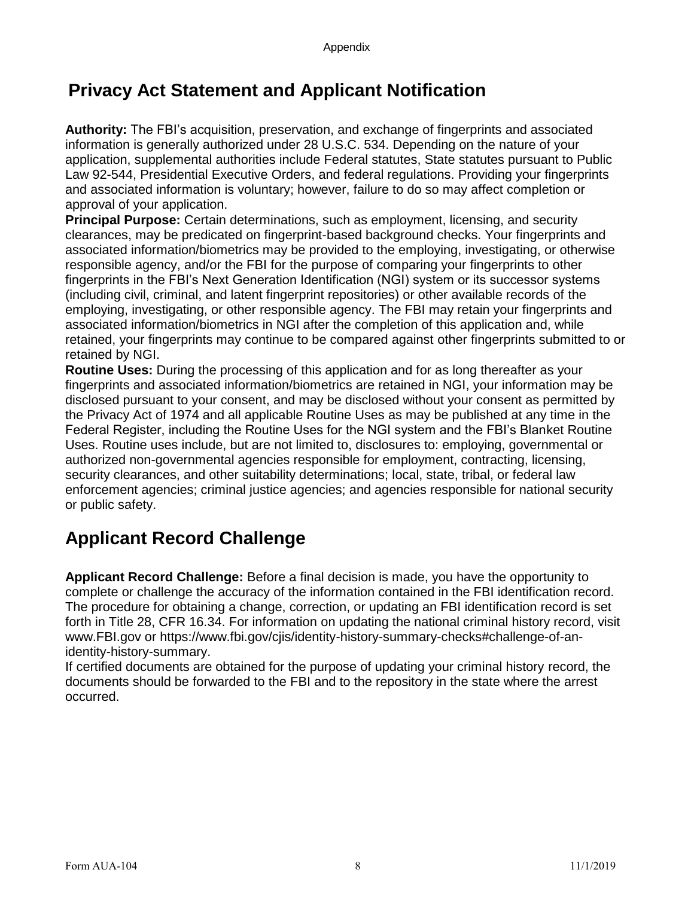# Privacy Act Statement and Applicant Notification

**Authority:** The FBI's acquisition, preservation, and exchange of fingerprints and associated information is generally authorized under 28 U.S.C. 534. Depending on the nature of your application, supplemental authorities include Federal statutes, State statutes pursuant to Public Law 92-544, Presidential Executive Orders, and federal regulations. Providing your fingerprints and associated information is voluntary; however, failure to do so may affect completion or approval of your application.

**Principal Purpose:** Certain determinations, such as employment, licensing, and security clearances, may be predicated on fingerprint-based background checks. Your fingerprints and associated information/biometrics may be provided to the employing, investigating, or otherwise responsible agency, and/or the FBI for the purpose of comparing your fingerprints to other fingerprints in the FBI's Next Generation Identification (NGI) system or its successor systems (including civil, criminal, and latent fingerprint repositories) or other available records of the employing, investigating, or other responsible agency. The FBI may retain your fingerprints and associated information/biometrics in NGI after the completion of this application and, while retained, your fingerprints may continue to be compared against other fingerprints submitted to or retained by NGI.

**Routine Uses:** During the processing of this application and for as long thereafter as your fingerprints and associated information/biometrics are retained in NGI, your information may be disclosed pursuant to your consent, and may be disclosed without your consent as permitted by the Privacy Act of 1974 and all applicable Routine Uses as may be published at any time in the Federal Register, including the Routine Uses for the NGI system and the FBI's Blanket Routine Uses. Routine uses include, but are not limited to, disclosures to: employing, governmental or authorized non-governmental agencies responsible for employment, contracting, licensing, security clearances, and other suitability determinations; local, state, tribal, or federal law enforcement agencies; criminal justice agencies; and agencies responsible for national security or public safety.

# Applicant Record Challenge

**Applicant Record Challenge:** Before a final decision is made, you have the opportunity to complete or challenge the accuracy of the information contained in the FBI identification record. The procedure for obtaining a change, correction, or updating an FBI identification record is set forth in Title 28, CFR 16.34. For information on updating the national criminal history record, visit www.FBI.gov or https://www.fbi.gov/cjis/identity-history-summary-checks#challenge-of-an-identity-history-summary.

If certified documents are obtained for the purpose of updating your criminal history record, the documents should be forwarded to the FBI and to the repository in the state where the arrest occurred.